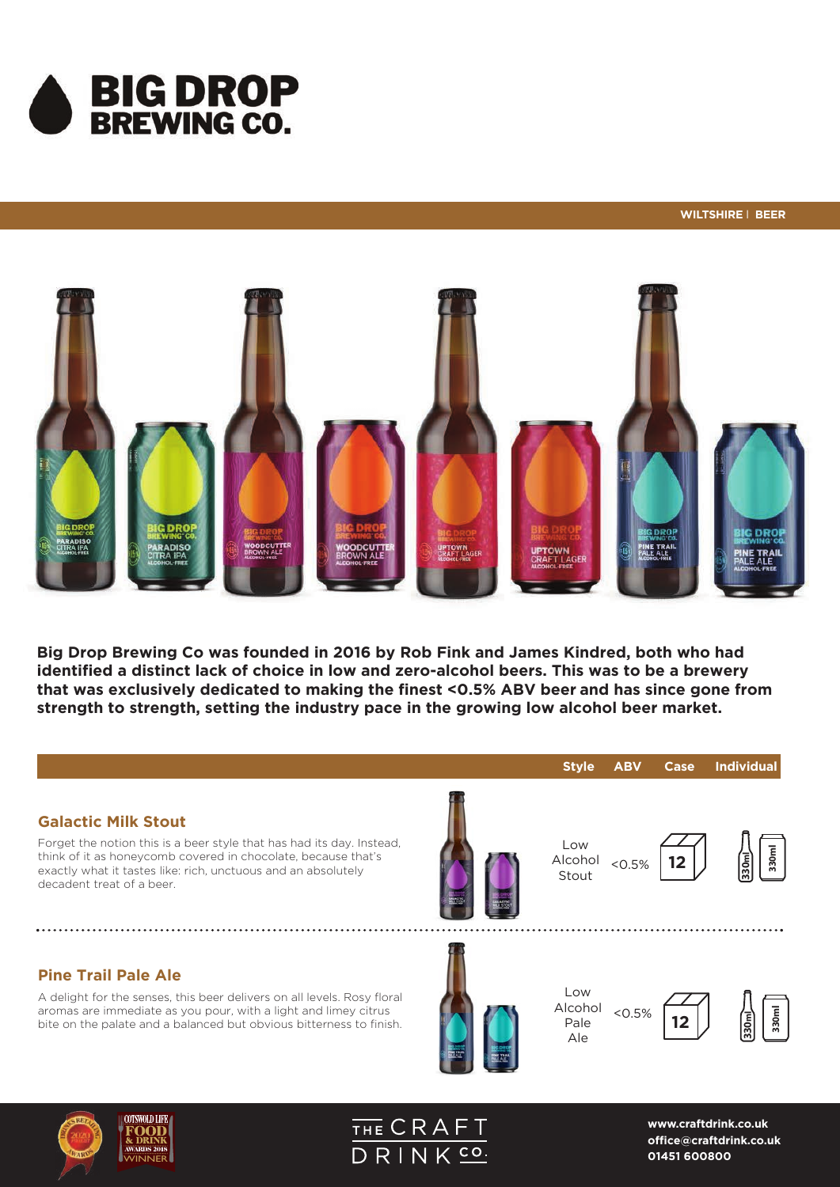# BIG DROP BREWING CO.

WILTSHIRE | BEER

**Big Drop Brewing Co was founded in 2016 by Rob Fink and James Kindred, both who had identified a distinct lack of choice in low and zero-alcohol beers. This was to be a brewery that was exclusively dedicated to making the finest <0.5% ABV beer and has since gone from strength to strength, setting the industry pace in the growing low alcohol beer market.**

| | Style | ABV | Case | Individual |
|---|---|---|---|---|
| **Galactic Milk Stout**<br>Forget the notion this is a beer style that has had its day. Instead, think of it as honeycomb covered in chocolate, because that's exactly what it tastes like: rich, unctuous and an absolutely decadent treat of a beer. | Low Alcohol Stout | <0.5% | 12 | 330ml / 330ml |
| **Pine Trail Pale Ale**<br>A delight for the senses, this beer delivers on all levels. Rosy floral aromas are immediate as you pour, with a light and limey citrus bite on the palate and a balanced but obvious bitterness to finish. | Low Alcohol Pale Ale | <0.5% | 12 | 330ml / 330ml |

THE CRAFT DRINK CO.

www.craftdrink.co.uk
office@craftdrink.co.uk
01451 600800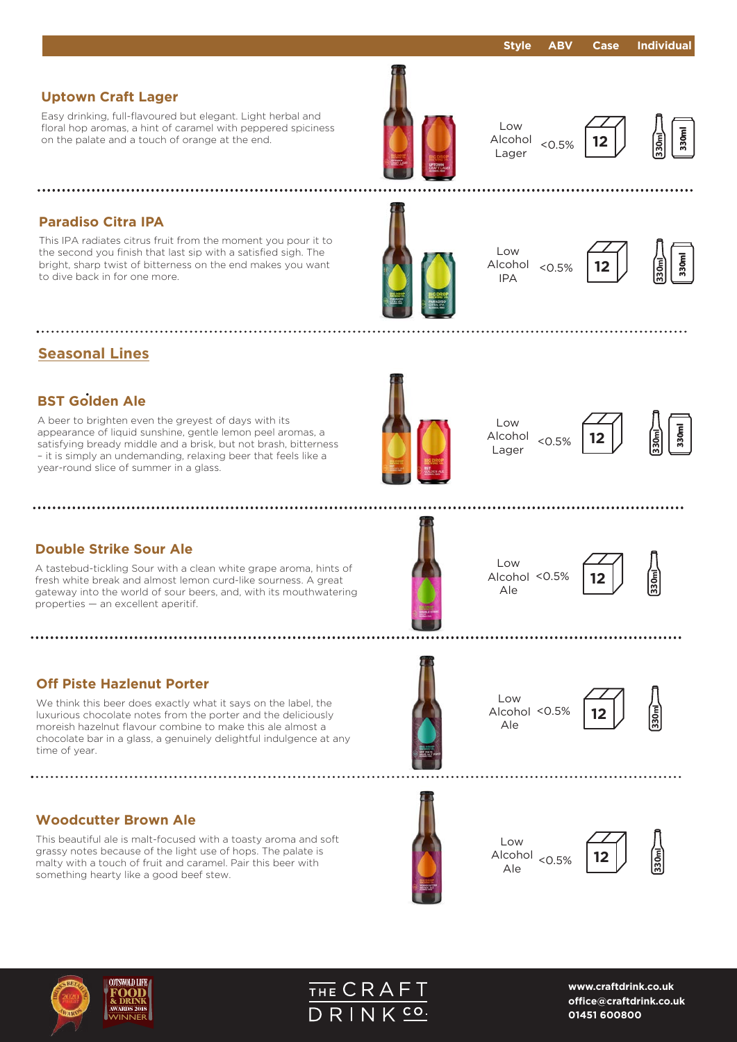| | Style | ABV | Case | Individual |
|---|---|---|---|---|
| | | | | |

## Uptown Craft Lager

Easy drinking, full-flavoured but elegant. Light herbal and floral hop aromas, a hint of caramel with peppered spiciness on the palate and a touch of orange at the end.

| Style | ABV | Case | Individual |
|---|---|---|---|
| Low Alcohol Lager | <0.5% | 12 | 330ml bottle, 330ml can |

## Paradiso Citra IPA

This IPA radiates citrus fruit from the moment you pour it to the second you finish that last sip with a satisfied sigh. The bright, sharp twist of bitterness on the end makes you want to dive back in for one more.

| Style | ABV | Case | Individual |
|---|---|---|---|
| Low Alcohol IPA | <0.5% | 12 | 330ml bottle, 330ml can |

## Seasonal Lines

### BST Golden Ale

A beer to brighten even the greyest of days with its appearance of liquid sunshine, gentle lemon peel aromas, a satisfying bready middle and a brisk, but not brash, bitterness – it is simply an undemanding, relaxing beer that feels like a year-round slice of summer in a glass.

| Style | ABV | Case | Individual |
|---|---|---|---|
| Low Alcohol Lager | <0.5% | 12 | 330ml bottle, 330ml can |

### Double Strike Sour Ale

A tastebud-tickling Sour with a clean white grape aroma, hints of fresh white break and almost lemon curd-like sourness. A great gateway into the world of sour beers, and, with its mouthwatering properties — an excellent aperitif.

| Style | ABV | Case | Individual |
|---|---|---|---|
| Low Alcohol Ale | <0.5% | 12 | 330ml bottle |

### Off Piste Hazlenut Porter

We think this beer does exactly what it says on the label, the luxurious chocolate notes from the porter and the deliciously moreish hazelnut flavour combine to make this ale almost a chocolate bar in a glass, a genuinely delightful indulgence at any time of year.

| Style | ABV | Case | Individual |
|---|---|---|---|
| Low Alcohol Ale | <0.5% | 12 | 330ml bottle |

### Woodcutter Brown Ale

This beautiful ale is malt-focused with a toasty aroma and soft grassy notes because of the light use of hops. The palate is malty with a touch of fruit and caramel. Pair this beer with something hearty like a good beef stew.

| Style | ABV | Case | Individual |
|---|---|---|---|
| Low Alcohol Ale | <0.5% | 12 | 330ml bottle |

THE CRAFT DRINK CO.

www.craftdrink.co.uk
office@craftdrink.co.uk
01451 600800